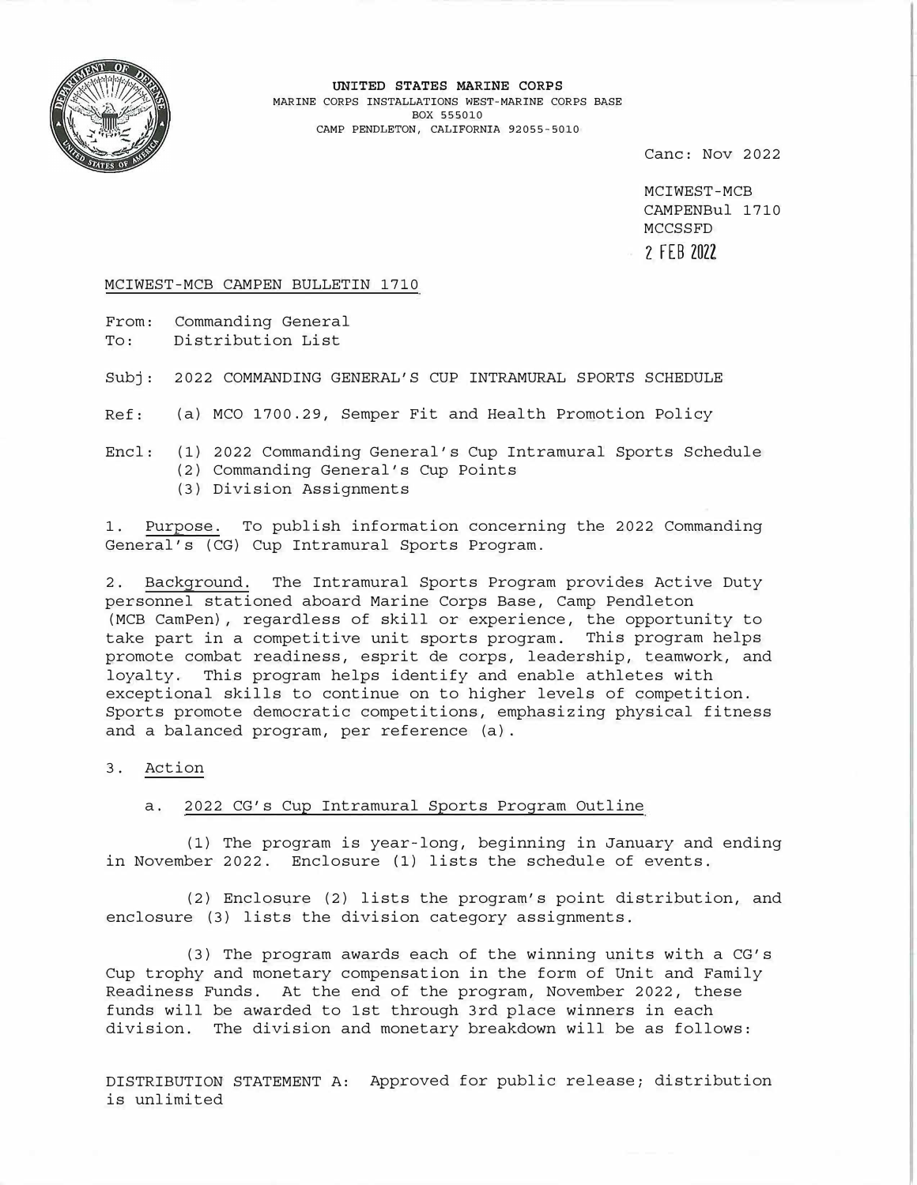**UNITED STATES MARINE CORPS**
MARINE CORPS INSTALLATIONS WEST-MARINE CORPS BASE
BOX 555010
CAMP PENDLETON, CALIFORNIA 92055-5010

Canc: Nov 2022

MCIWEST-MCB
CAMPENBul 1710
MCCSSFD
2 FEB 2022

MCIWEST-MCB CAMPEN BULLETIN 1710

From: Commanding General
To: Distribution List

Subj: 2022 COMMANDING GENERAL'S CUP INTRAMURAL SPORTS SCHEDULE

Ref: (a) MCO 1700.29, Semper Fit and Health Promotion Policy

Encl: (1) 2022 Commanding General's Cup Intramural Sports Schedule
(2) Commanding General's Cup Points
(3) Division Assignments

1. Purpose. To publish information concerning the 2022 Commanding General's (CG) Cup Intramural Sports Program.

2. Background. The Intramural Sports Program provides Active Duty personnel stationed aboard Marine Corps Base, Camp Pendleton (MCB CamPen), regardless of skill or experience, the opportunity to take part in a competitive unit sports program. This program helps promote combat readiness, esprit de corps, leadership, teamwork, and loyalty. This program helps identify and enable athletes with exceptional skills to continue on to higher levels of competition. Sports promote democratic competitions, emphasizing physical fitness and a balanced program, per reference (a).

3. Action

a. 2022 CG's Cup Intramural Sports Program Outline

(1) The program is year-long, beginning in January and ending in November 2022. Enclosure (1) lists the schedule of events.

(2) Enclosure (2) lists the program's point distribution, and enclosure (3) lists the division category assignments.

(3) The program awards each of the winning units with a CG's Cup trophy and monetary compensation in the form of Unit and Family Readiness Funds. At the end of the program, November 2022, these funds will be awarded to 1st through 3rd place winners in each division. The division and monetary breakdown will be as follows:

DISTRIBUTION STATEMENT A: Approved for public release; distribution is unlimited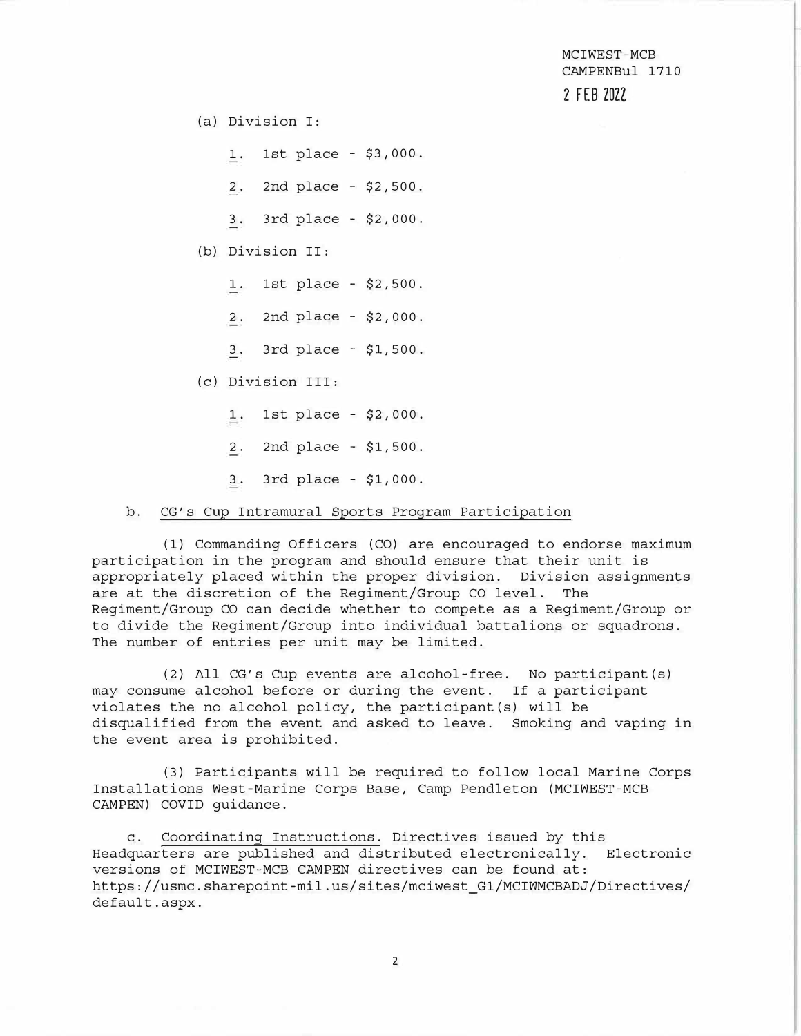(a) Division I:

1. 1st place - $3,000.

2. 2nd place - $2,500.

3. 3rd place - $2,000.

(b) Division II:

1. 1st place - $2,500.

2. 2nd place - $2,000.

3. 3rd place - $1,500.

(c) Division III:

1. 1st place - $2,000.

2. 2nd place - $1,500.

3. 3rd place - $1,000.

b. CG's Cup Intramural Sports Program Participation

(1) Commanding Officers (CO) are encouraged to endorse maximum participation in the program and should ensure that their unit is appropriately placed within the proper division. Division assignments are at the discretion of the Regiment/Group CO level. The Regiment/Group CO can decide whether to compete as a Regiment/Group or to divide the Regiment/Group into individual battalions or squadrons. The number of entries per unit may be limited.

(2) All CG's Cup events are alcohol-free. No participant(s) may consume alcohol before or during the event. If a participant violates the no alcohol policy, the participant(s) will be disqualified from the event and asked to leave. Smoking and vaping in the event area is prohibited.

(3) Participants will be required to follow local Marine Corps Installations West-Marine Corps Base, Camp Pendleton (MCIWEST-MCB CAMPEN) COVID guidance.

c. Coordinating Instructions. Directives issued by this Headquarters are published and distributed electronically. Electronic versions of MCIWEST-MCB CAMPEN directives can be found at: https://usmc.sharepoint-mil.us/sites/mciwest_G1/MCIWMCBADJ/Directives/default.aspx.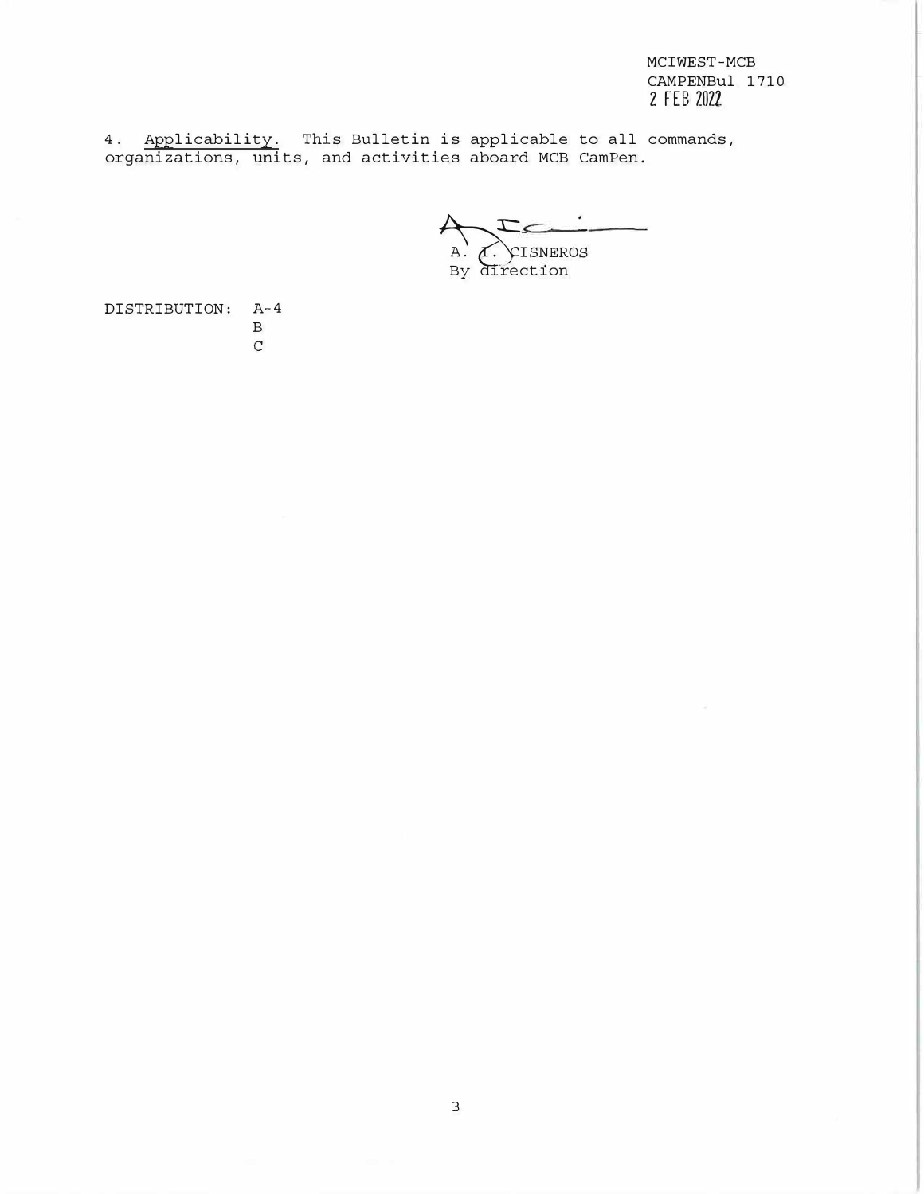MCIWEST-MCB
CAMPENBul 1710
2 FEB 2022

4. Applicability. This Bulletin is applicable to all commands, organizations, units, and activities aboard MCB CamPen.

A. I. CISNEROS
By direction

DISTRIBUTION: A-4
B
C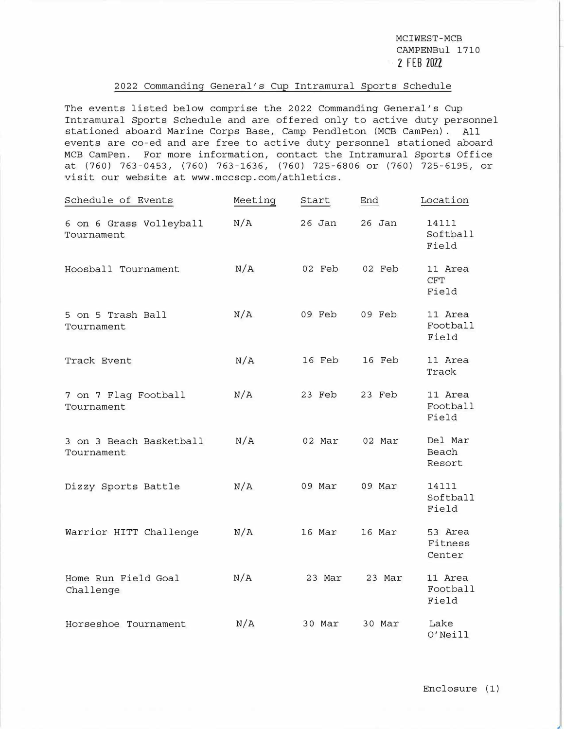MCIWEST-MCB
CAMPENBul 1710
2 FEB 2022

## 2022 Commanding General's Cup Intramural Sports Schedule

The events listed below comprise the 2022 Commanding General's Cup Intramural Sports Schedule and are offered only to active duty personnel stationed aboard Marine Corps Base, Camp Pendleton (MCB CamPen). All events are co-ed and are free to active duty personnel stationed aboard MCB CamPen. For more information, contact the Intramural Sports Office at (760) 763-0453, (760) 763-1636, (760) 725-6806 or (760) 725-6195, or visit our website at www.mccscp.com/athletics.

| Schedule of Events | Meeting | Start | End | Location |
| --- | --- | --- | --- | --- |
| 6 on 6 Grass Volleyball Tournament | N/A | 26 Jan | 26 Jan | 14111 Softball Field |
| Hoosball Tournament | N/A | 02 Feb | 02 Feb | 11 Area CFT Field |
| 5 on 5 Trash Ball Tournament | N/A | 09 Feb | 09 Feb | 11 Area Football Field |
| Track Event | N/A | 16 Feb | 16 Feb | 11 Area Track |
| 7 on 7 Flag Football Tournament | N/A | 23 Feb | 23 Feb | 11 Area Football Field |
| 3 on 3 Beach Basketball Tournament | N/A | 02 Mar | 02 Mar | Del Mar Beach Resort |
| Dizzy Sports Battle | N/A | 09 Mar | 09 Mar | 14111 Softball Field |
| Warrior HITT Challenge | N/A | 16 Mar | 16 Mar | 53 Area Fitness Center |
| Home Run Field Goal Challenge | N/A | 23 Mar | 23 Mar | 11 Area Football Field |
| Horseshoe Tournament | N/A | 30 Mar | 30 Mar | Lake O'Neill |

Enclosure (1)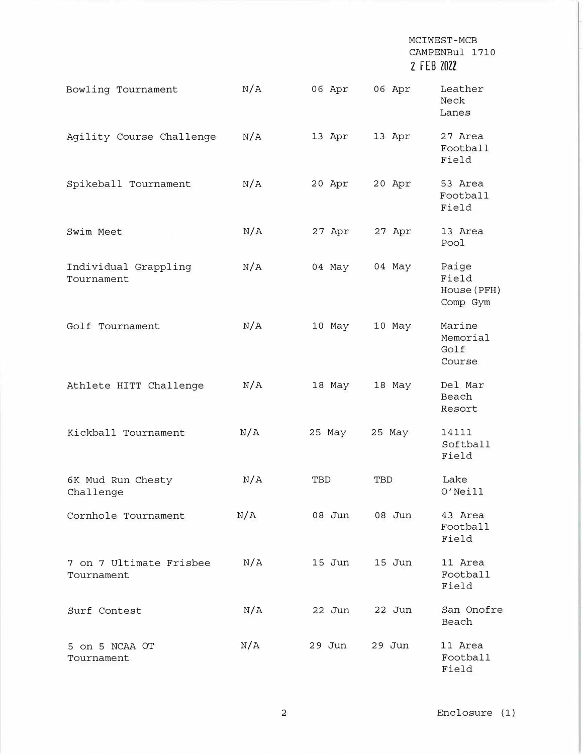MCIWEST-MCB
CAMPENBul 1710
2 FEB 2022

| | | | | |
|---|---|---|---|---|
| Bowling Tournament | N/A | 06 Apr | 06 Apr | Leather Neck Lanes |
| Agility Course Challenge | N/A | 13 Apr | 13 Apr | 27 Area Football Field |
| Spikeball Tournament | N/A | 20 Apr | 20 Apr | 53 Area Football Field |
| Swim Meet | N/A | 27 Apr | 27 Apr | 13 Area Pool |
| Individual Grappling Tournament | N/A | 04 May | 04 May | Paige Field House(PFH) Comp Gym |
| Golf Tournament | N/A | 10 May | 10 May | Marine Memorial Golf Course |
| Athlete HITT Challenge | N/A | 18 May | 18 May | Del Mar Beach Resort |
| Kickball Tournament | N/A | 25 May | 25 May | 14111 Softball Field |
| 6K Mud Run Chesty Challenge | N/A | TBD | TBD | Lake O'Neill |
| Cornhole Tournament | N/A | 08 Jun | 08 Jun | 43 Area Football Field |
| 7 on 7 Ultimate Frisbee Tournament | N/A | 15 Jun | 15 Jun | 11 Area Football Field |
| Surf Contest | N/A | 22 Jun | 22 Jun | San Onofre Beach |
| 5 on 5 NCAA OT Tournament | N/A | 29 Jun | 29 Jun | 11 Area Football Field |

Enclosure (1)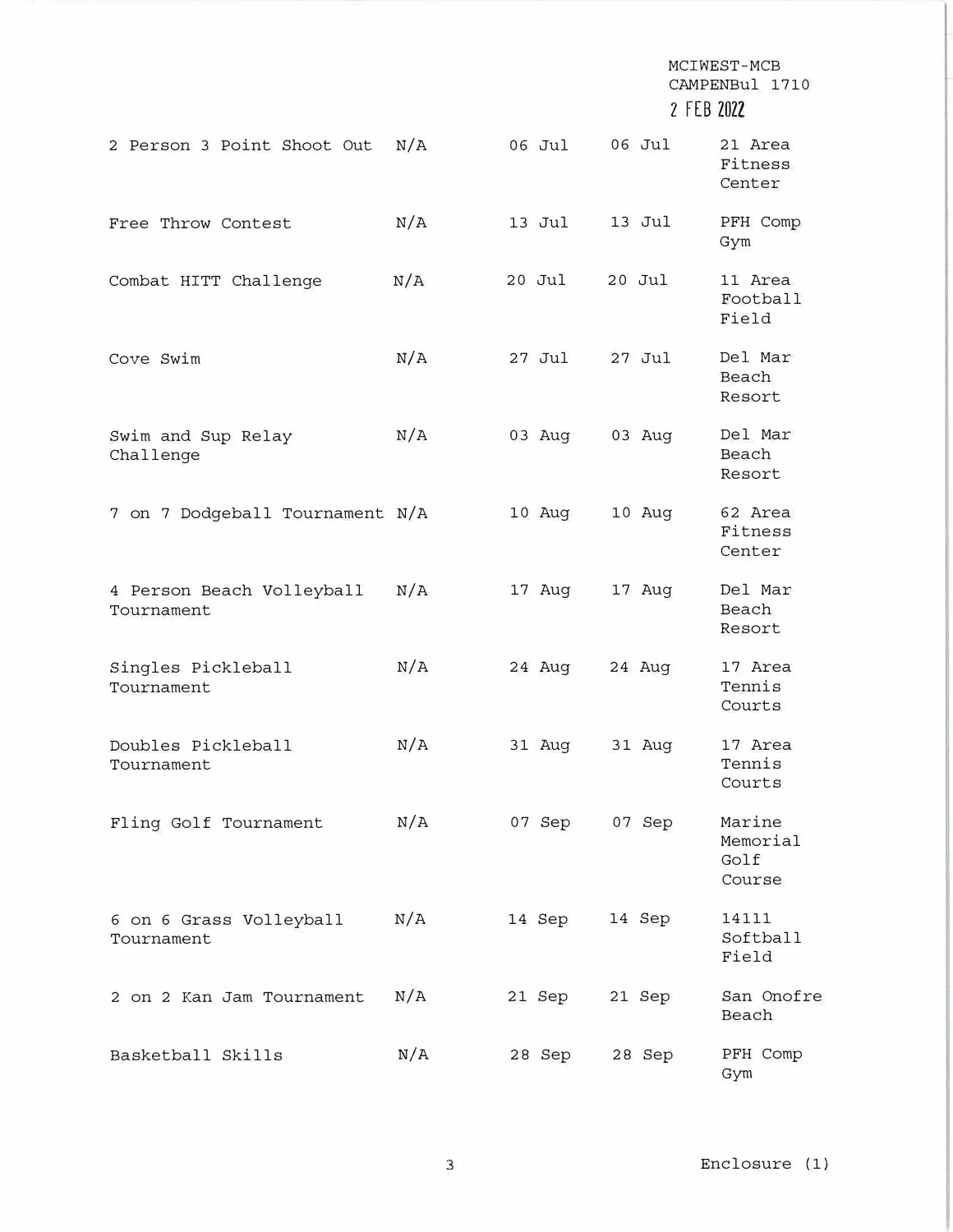| | | | | |
|---|---|---|---|---|
| 2 Person 3 Point Shoot Out | N/A | 06 Jul | 06 Jul | 21 Area Fitness Center |
| Free Throw Contest | N/A | 13 Jul | 13 Jul | PFH Comp Gym |
| Combat HITT Challenge | N/A | 20 Jul | 20 Jul | 11 Area Football Field |
| Cove Swim | N/A | 27 Jul | 27 Jul | Del Mar Beach Resort |
| Swim and Sup Relay Challenge | N/A | 03 Aug | 03 Aug | Del Mar Beach Resort |
| 7 on 7 Dodgeball Tournament | N/A | 10 Aug | 10 Aug | 62 Area Fitness Center |
| 4 Person Beach Volleyball Tournament | N/A | 17 Aug | 17 Aug | Del Mar Beach Resort |
| Singles Pickleball Tournament | N/A | 24 Aug | 24 Aug | 17 Area Tennis Courts |
| Doubles Pickleball Tournament | N/A | 31 Aug | 31 Aug | 17 Area Tennis Courts |
| Fling Golf Tournament | N/A | 07 Sep | 07 Sep | Marine Memorial Golf Course |
| 6 on 6 Grass Volleyball Tournament | N/A | 14 Sep | 14 Sep | 14111 Softball Field |
| 2 on 2 Kan Jam Tournament | N/A | 21 Sep | 21 Sep | San Onofre Beach |
| Basketball Skills | N/A | 28 Sep | 28 Sep | PFH Comp Gym |

Enclosure (1)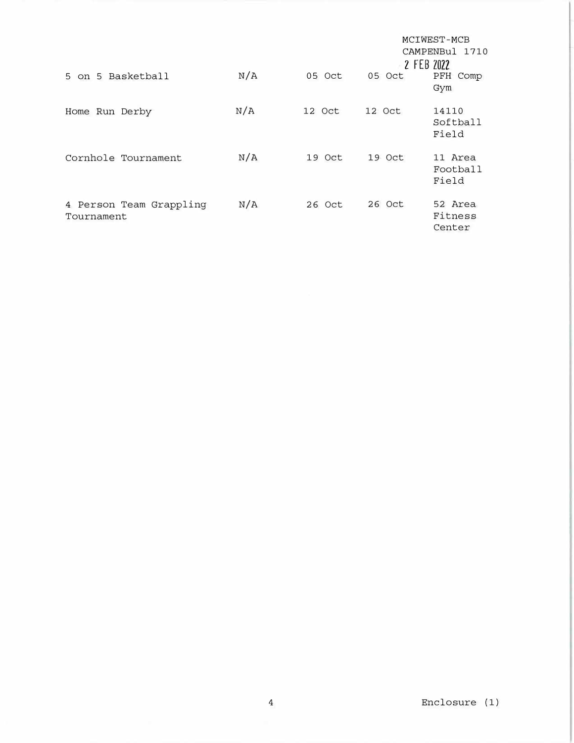| | | | | |
|---|---|---|---|---|
| 5 on 5 Basketball | N/A | 05 Oct | 05 Oct | PFH Comp Gym |
| Home Run Derby | N/A | 12 Oct | 12 Oct | 14110 Softball Field |
| Cornhole Tournament | N/A | 19 Oct | 19 Oct | 11 Area Football Field |
| 4 Person Team Grappling Tournament | N/A | 26 Oct | 26 Oct | 52 Area Fitness Center |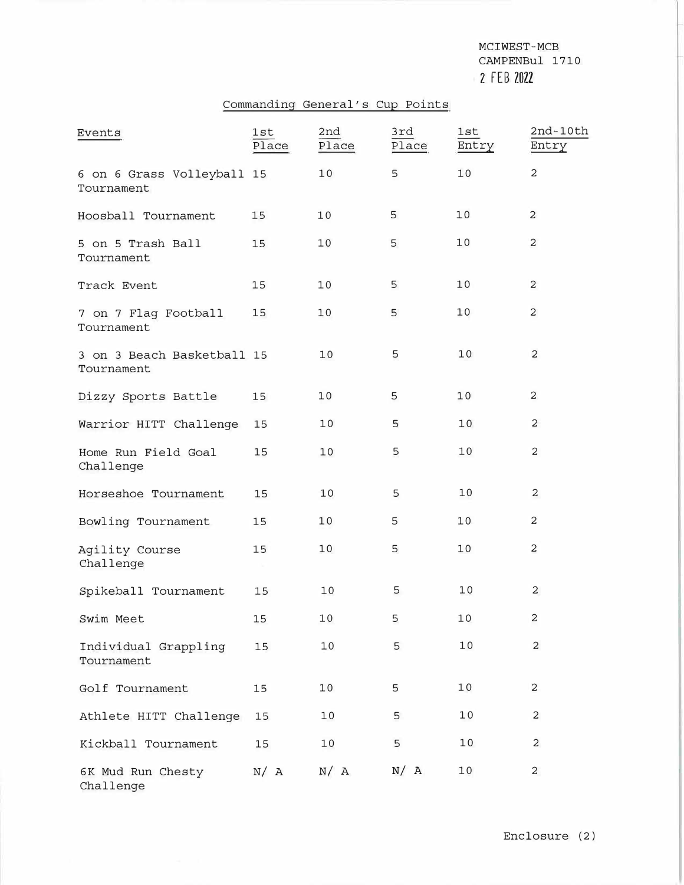MCIWEST-MCB
CAMPENBul 1710
2 FEB 2022

Commanding General's Cup Points

| Events | 1st Place | 2nd Place | 3rd Place | 1st Entry | 2nd-10th Entry |
|---|---|---|---|---|---|
| 6 on 6 Grass Volleyball Tournament | 15 | 10 | 5 | 10 | 2 |
| Hoosball Tournament | 15 | 10 | 5 | 10 | 2 |
| 5 on 5 Trash Ball Tournament | 15 | 10 | 5 | 10 | 2 |
| Track Event | 15 | 10 | 5 | 10 | 2 |
| 7 on 7 Flag Football Tournament | 15 | 10 | 5 | 10 | 2 |
| 3 on 3 Beach Basketball Tournament | 15 | 10 | 5 | 10 | 2 |
| Dizzy Sports Battle | 15 | 10 | 5 | 10 | 2 |
| Warrior HITT Challenge | 15 | 10 | 5 | 10 | 2 |
| Home Run Field Goal Challenge | 15 | 10 | 5 | 10 | 2 |
| Horseshoe Tournament | 15 | 10 | 5 | 10 | 2 |
| Bowling Tournament | 15 | 10 | 5 | 10 | 2 |
| Agility Course Challenge | 15 | 10 | 5 | 10 | 2 |
| Spikeball Tournament | 15 | 10 | 5 | 10 | 2 |
| Swim Meet | 15 | 10 | 5 | 10 | 2 |
| Individual Grappling Tournament | 15 | 10 | 5 | 10 | 2 |
| Golf Tournament | 15 | 10 | 5 | 10 | 2 |
| Athlete HITT Challenge | 15 | 10 | 5 | 10 | 2 |
| Kickball Tournament | 15 | 10 | 5 | 10 | 2 |
| 6K Mud Run Chesty Challenge | N/ A | N/ A | N/ A | 10 | 2 |

Enclosure (2)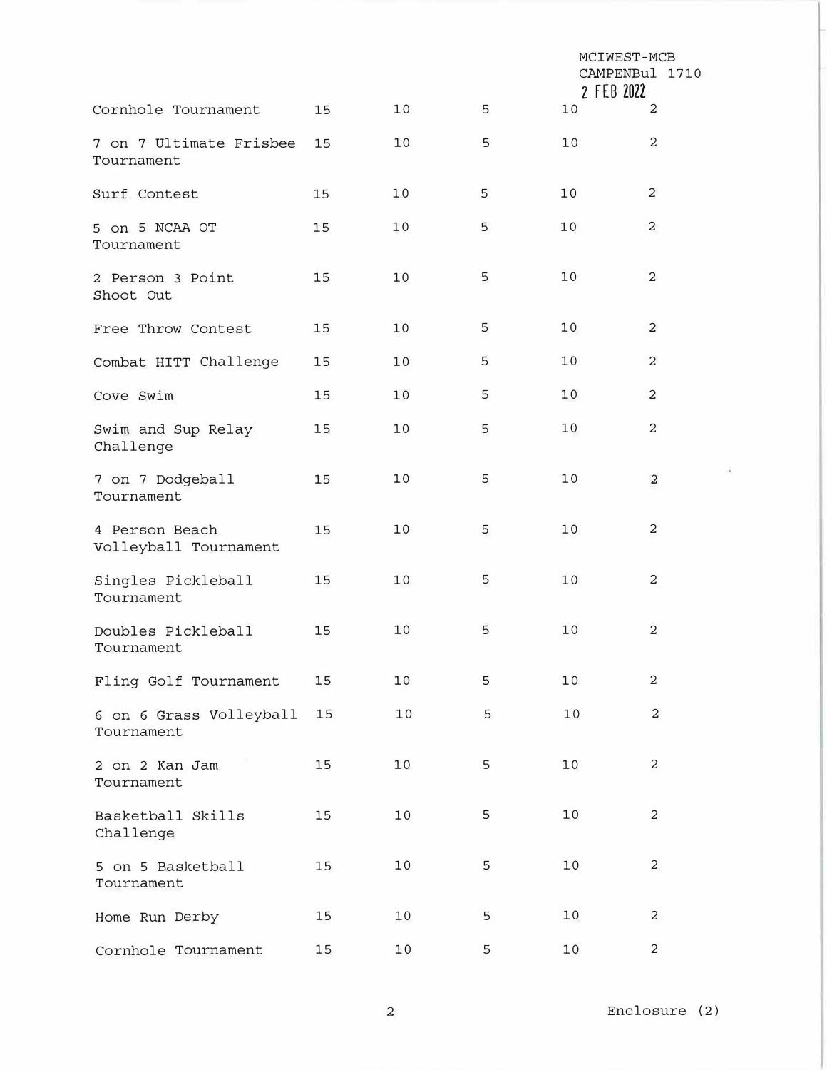| | | | | | |
|---|---|---|---|---|---|
| Cornhole Tournament | 15 | 10 | 5 | 10 | 2 |
| 7 on 7 Ultimate Frisbee Tournament | 15 | 10 | 5 | 10 | 2 |
| Surf Contest | 15 | 10 | 5 | 10 | 2 |
| 5 on 5 NCAA OT Tournament | 15 | 10 | 5 | 10 | 2 |
| 2 Person 3 Point Shoot Out | 15 | 10 | 5 | 10 | 2 |
| Free Throw Contest | 15 | 10 | 5 | 10 | 2 |
| Combat HITT Challenge | 15 | 10 | 5 | 10 | 2 |
| Cove Swim | 15 | 10 | 5 | 10 | 2 |
| Swim and Sup Relay Challenge | 15 | 10 | 5 | 10 | 2 |
| 7 on 7 Dodgeball Tournament | 15 | 10 | 5 | 10 | 2 |
| 4 Person Beach Volleyball Tournament | 15 | 10 | 5 | 10 | 2 |
| Singles Pickleball Tournament | 15 | 10 | 5 | 10 | 2 |
| Doubles Pickleball Tournament | 15 | 10 | 5 | 10 | 2 |
| Fling Golf Tournament | 15 | 10 | 5 | 10 | 2 |
| 6 on 6 Grass Volleyball Tournament | 15 | 10 | 5 | 10 | 2 |
| 2 on 2 Kan Jam Tournament | 15 | 10 | 5 | 10 | 2 |
| Basketball Skills Challenge | 15 | 10 | 5 | 10 | 2 |
| 5 on 5 Basketball Tournament | 15 | 10 | 5 | 10 | 2 |
| Home Run Derby | 15 | 10 | 5 | 10 | 2 |
| Cornhole Tournament | 15 | 10 | 5 | 10 | 2 |

Enclosure (2)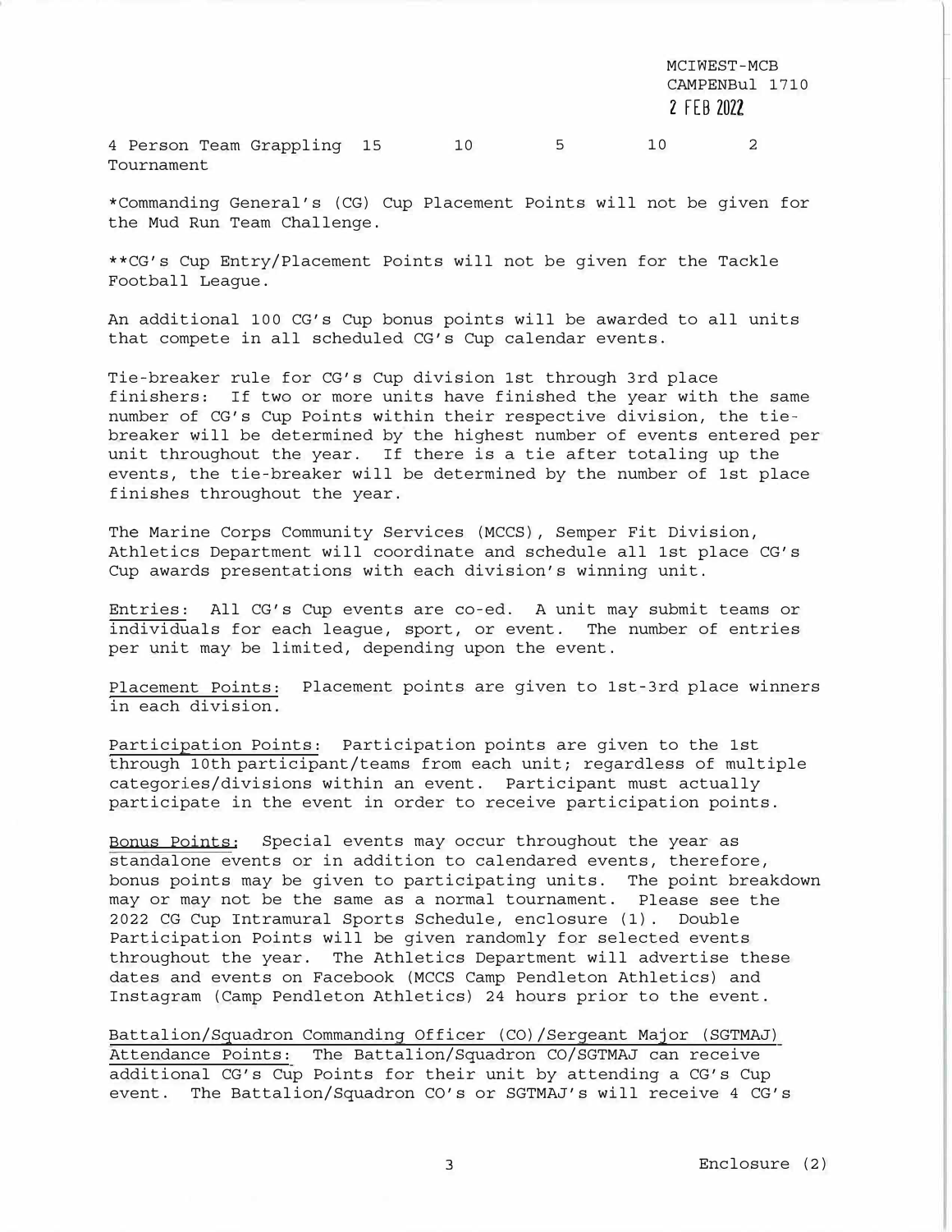| 4 Person Team Grappling Tournament | 15 | 10 | 5 | 10 | 2 |
|---|---|---|---|---|---|

*Commanding General's (CG) Cup Placement Points will not be given for the Mud Run Team Challenge.

**CG's Cup Entry/Placement Points will not be given for the Tackle Football League.

An additional 100 CG's Cup bonus points will be awarded to all units that compete in all scheduled CG's Cup calendar events.

Tie-breaker rule for CG's Cup division 1st through 3rd place finishers: If two or more units have finished the year with the same number of CG's Cup Points within their respective division, the tie-breaker will be determined by the highest number of events entered per unit throughout the year. If there is a tie after totaling up the events, the tie-breaker will be determined by the number of 1st place finishes throughout the year.

The Marine Corps Community Services (MCCS), Semper Fit Division, Athletics Department will coordinate and schedule all 1st place CG's Cup awards presentations with each division's winning unit.

Entries: All CG's Cup events are co-ed. A unit may submit teams or individuals for each league, sport, or event. The number of entries per unit may be limited, depending upon the event.

Placement Points: Placement points are given to 1st-3rd place winners in each division.

Participation Points: Participation points are given to the 1st through 10th participant/teams from each unit; regardless of multiple categories/divisions within an event. Participant must actually participate in the event in order to receive participation points.

Bonus Points: Special events may occur throughout the year as standalone events or in addition to calendared events, therefore, bonus points may be given to participating units. The point breakdown may or may not be the same as a normal tournament. Please see the 2022 CG Cup Intramural Sports Schedule, enclosure (1). Double Participation Points will be given randomly for selected events throughout the year. The Athletics Department will advertise these dates and events on Facebook (MCCS Camp Pendleton Athletics) and Instagram (Camp Pendleton Athletics) 24 hours prior to the event.

Battalion/Squadron Commanding Officer (CO)/Sergeant Major (SGTMAJ) Attendance Points: The Battalion/Squadron CO/SGTMAJ can receive additional CG's Cup Points for their unit by attending a CG's Cup event. The Battalion/Squadron CO's or SGTMAJ's will receive 4 CG's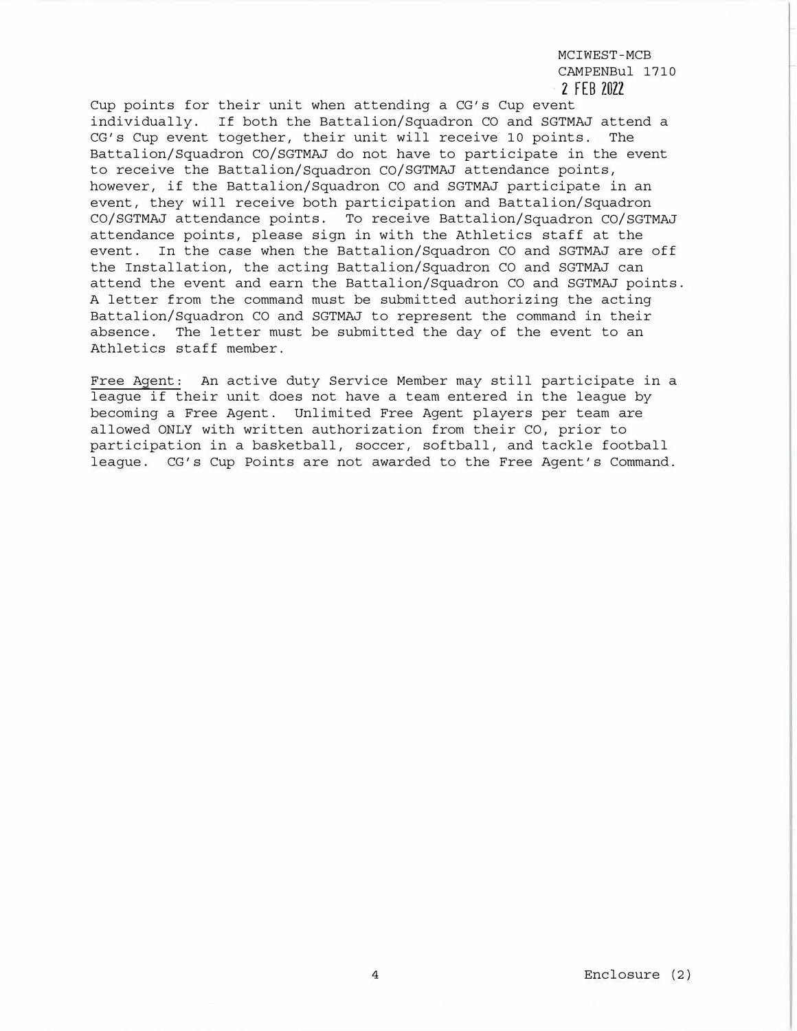Cup points for their unit when attending a CG's Cup event individually. If both the Battalion/Squadron CO and SGTMAJ attend a CG's Cup event together, their unit will receive 10 points. The Battalion/Squadron CO/SGTMAJ do not have to participate in the event to receive the Battalion/Squadron CO/SGTMAJ attendance points, however, if the Battalion/Squadron CO and SGTMAJ participate in an event, they will receive both participation and Battalion/Squadron CO/SGTMAJ attendance points. To receive Battalion/Squadron CO/SGTMAJ attendance points, please sign in with the Athletics staff at the event. In the case when the Battalion/Squadron CO and SGTMAJ are off the Installation, the acting Battalion/Squadron CO and SGTMAJ can attend the event and earn the Battalion/Squadron CO and SGTMAJ points. A letter from the command must be submitted authorizing the acting Battalion/Squadron CO and SGTMAJ to represent the command in their absence. The letter must be submitted the day of the event to an Athletics staff member.

Free Agent: An active duty Service Member may still participate in a league if their unit does not have a team entered in the league by becoming a Free Agent. Unlimited Free Agent players per team are allowed ONLY with written authorization from their CO, prior to participation in a basketball, soccer, softball, and tackle football league. CG's Cup Points are not awarded to the Free Agent's Command.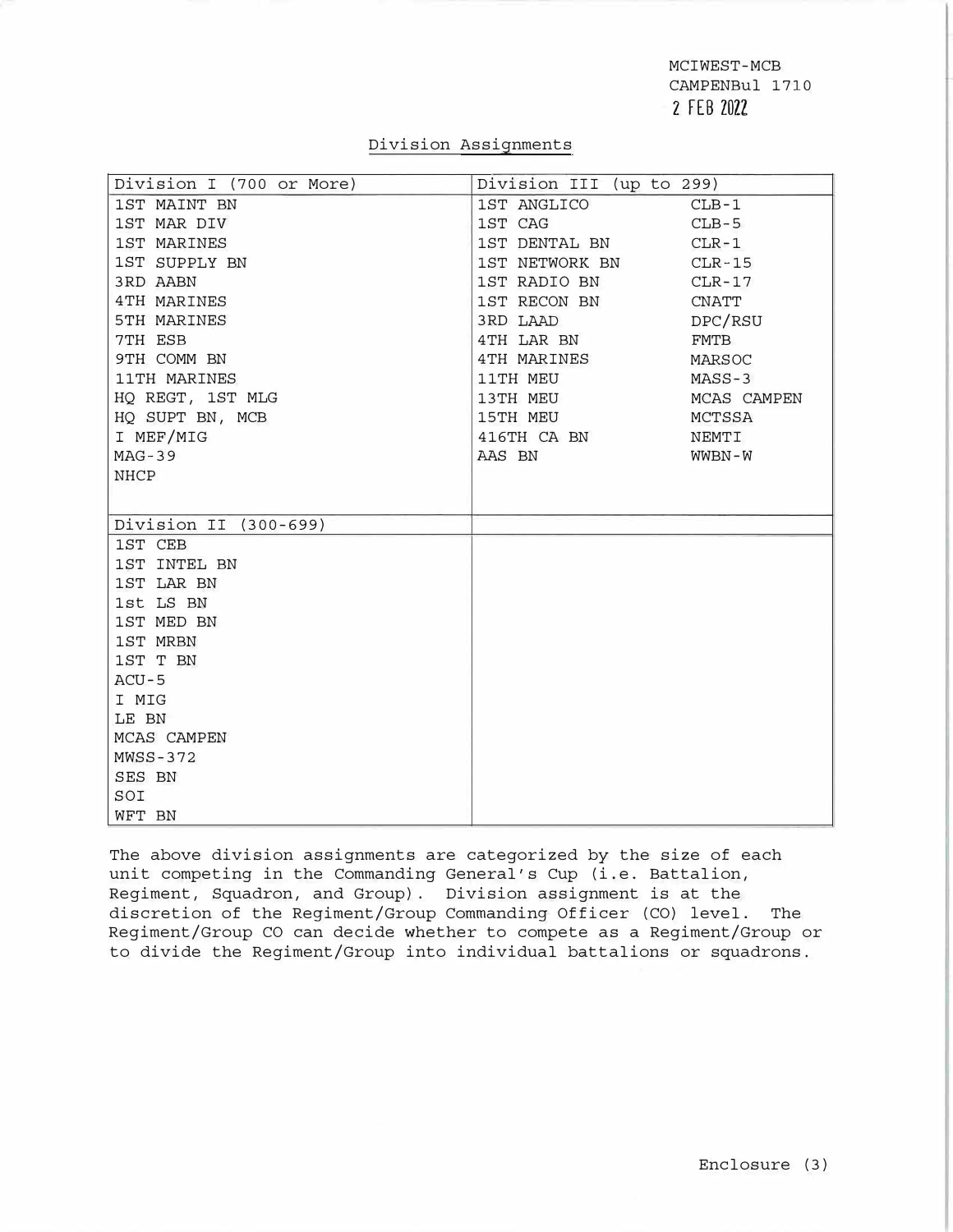MCIWEST-MCB
CAMPENBul 1710
2 FEB 2022

## Division Assignments

| Division I (700 or More) | Division III (up to 299) | |
|---|---|---|
| 1ST MAINT BN | 1ST ANGLICO | CLB-1 |
| 1ST MAR DIV | 1ST CAG | CLB-5 |
| 1ST MARINES | 1ST DENTAL BN | CLR-1 |
| 1ST SUPPLY BN | 1ST NETWORK BN | CLR-15 |
| 3RD AABN | 1ST RADIO BN | CLR-17 |
| 4TH MARINES | 1ST RECON BN | CNATT |
| 5TH MARINES | 3RD LAAD | DPC/RSU |
| 7TH ESB | 4TH LAR BN | FMTB |
| 9TH COMM BN | 4TH MARINES | MARSOC |
| 11TH MARINES | 11TH MEU | MASS-3 |
| HQ REGT, 1ST MLG | 13TH MEU | MCAS CAMPEN |
| HQ SUPT BN, MCB | 15TH MEU | MCTSSA |
| I MEF/MIG | 416TH CA BN | NEMTI |
| MAG-39 | AAS BN | WWBN-W |
| NHCP | | |
| **Division II (300-699)** | | |
| 1ST CEB | | |
| 1ST INTEL BN | | |
| 1ST LAR BN | | |
| 1st LS BN | | |
| 1ST MED BN | | |
| 1ST MRBN | | |
| 1ST T BN | | |
| ACU-5 | | |
| I MIG | | |
| LE BN | | |
| MCAS CAMPEN | | |
| MWSS-372 | | |
| SES BN | | |
| SOI | | |
| WFT BN | | |

The above division assignments are categorized by the size of each unit competing in the Commanding General's Cup (i.e. Battalion, Regiment, Squadron, and Group). Division assignment is at the discretion of the Regiment/Group Commanding Officer (CO) level. The Regiment/Group CO can decide whether to compete as a Regiment/Group or to divide the Regiment/Group into individual battalions or squadrons.

Enclosure (3)